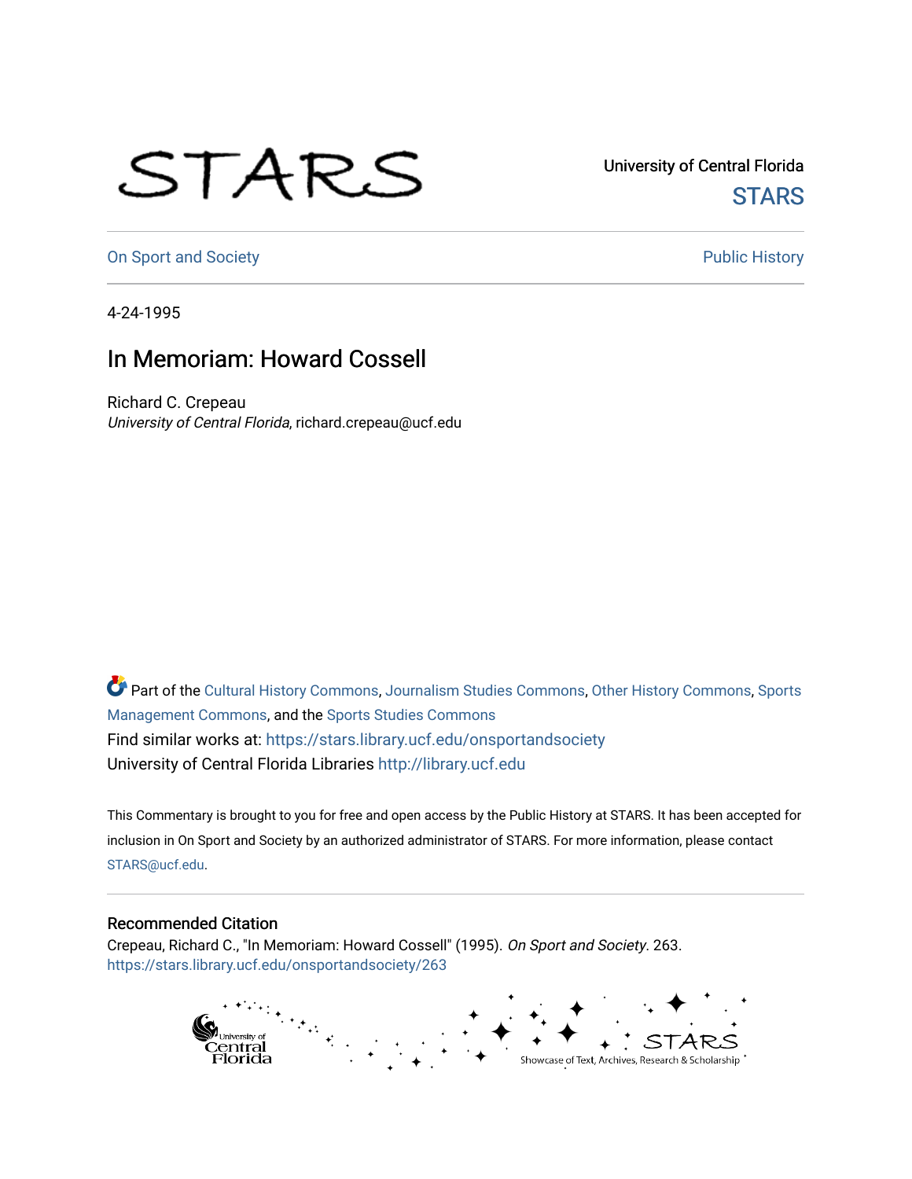University of Central Florida

STARS

On Sport and Society

Public History

4-24-1995

# In Memoriam: Howard Cossell

Richard C. Crepeau

*University of Central Florida*, richard.crepeau@ucf.edu

Part of the Cultural History Commons, Journalism Studies Commons, Other History Commons, Sports Management Commons, and the Sports Studies Commons

Find similar works at: https://stars.library.ucf.edu/onsportandsociety

University of Central Florida Libraries http://library.ucf.edu

This Commentary is brought to you for free and open access by the Public History at STARS. It has been accepted for inclusion in On Sport and Society by an authorized administrator of STARS. For more information, please contact STARS@ucf.edu.

## Recommended Citation

Crepeau, Richard C., "In Memoriam: Howard Cossell" (1995). *On Sport and Society*. 263.
https://stars.library.ucf.edu/onsportandsociety/263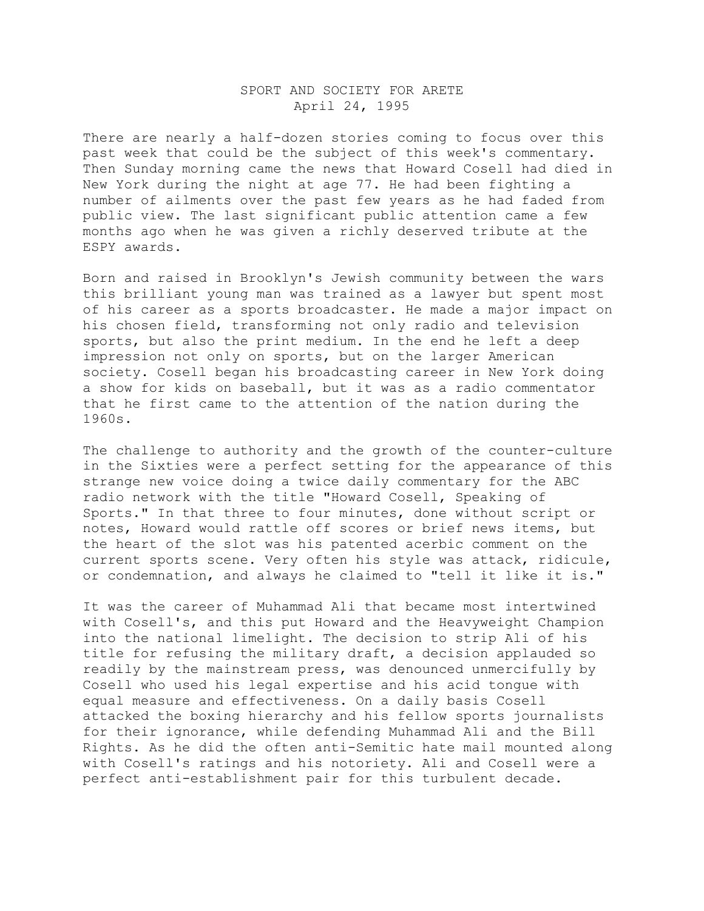SPORT AND SOCIETY FOR ARETE
April 24, 1995

There are nearly a half-dozen stories coming to focus over this past week that could be the subject of this week's commentary. Then Sunday morning came the news that Howard Cosell had died in New York during the night at age 77. He had been fighting a number of ailments over the past few years as he had faded from public view. The last significant public attention came a few months ago when he was given a richly deserved tribute at the ESPY awards.

Born and raised in Brooklyn's Jewish community between the wars this brilliant young man was trained as a lawyer but spent most of his career as a sports broadcaster. He made a major impact on his chosen field, transforming not only radio and television sports, but also the print medium. In the end he left a deep impression not only on sports, but on the larger American society. Cosell began his broadcasting career in New York doing a show for kids on baseball, but it was as a radio commentator that he first came to the attention of the nation during the 1960s.

The challenge to authority and the growth of the counter-culture in the Sixties were a perfect setting for the appearance of this strange new voice doing a twice daily commentary for the ABC radio network with the title "Howard Cosell, Speaking of Sports." In that three to four minutes, done without script or notes, Howard would rattle off scores or brief news items, but the heart of the slot was his patented acerbic comment on the current sports scene. Very often his style was attack, ridicule, or condemnation, and always he claimed to "tell it like it is."

It was the career of Muhammad Ali that became most intertwined with Cosell's, and this put Howard and the Heavyweight Champion into the national limelight. The decision to strip Ali of his title for refusing the military draft, a decision applauded so readily by the mainstream press, was denounced unmercifully by Cosell who used his legal expertise and his acid tongue with equal measure and effectiveness. On a daily basis Cosell attacked the boxing hierarchy and his fellow sports journalists for their ignorance, while defending Muhammad Ali and the Bill Rights. As he did the often anti-Semitic hate mail mounted along with Cosell's ratings and his notoriety. Ali and Cosell were a perfect anti-establishment pair for this turbulent decade.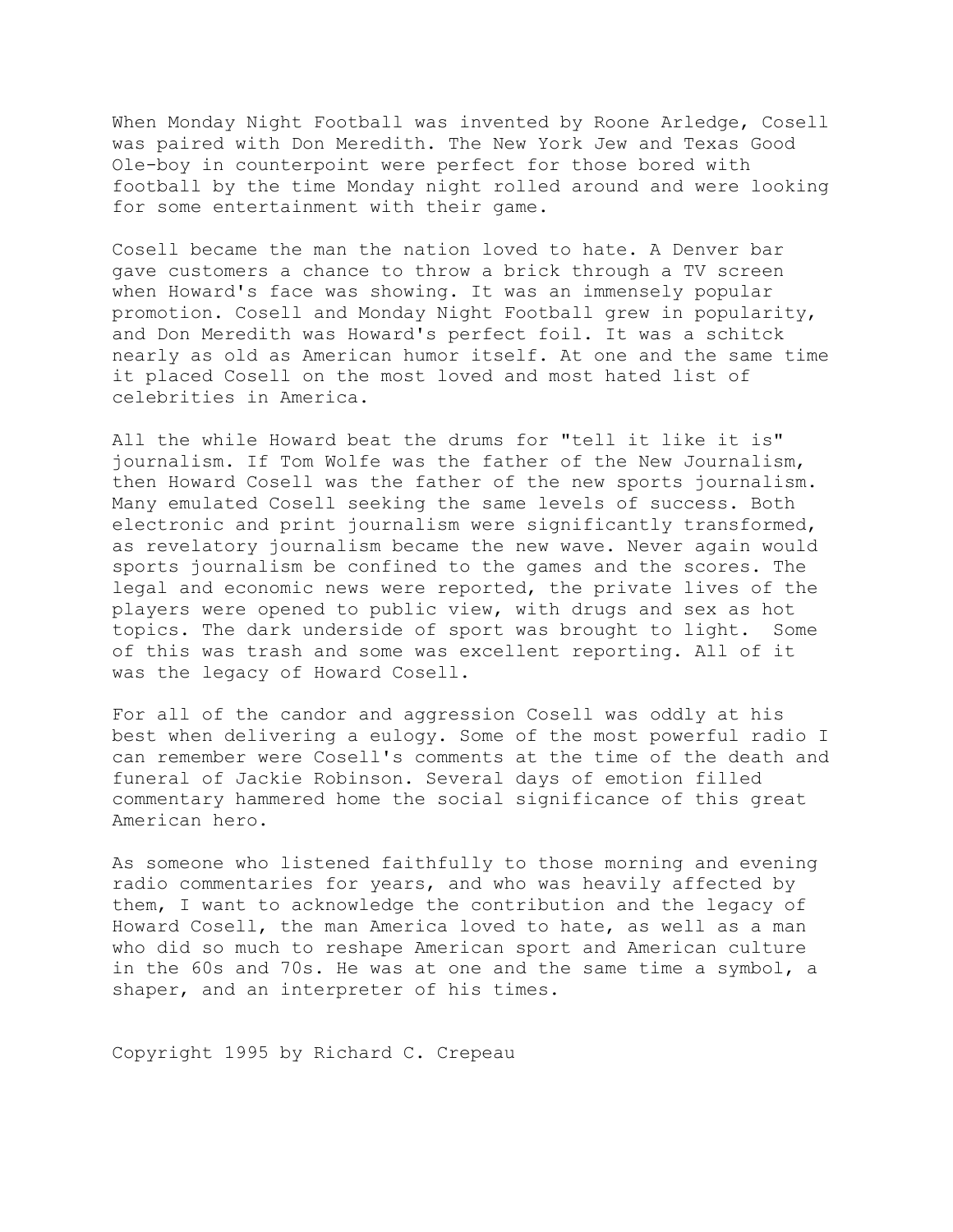When Monday Night Football was invented by Roone Arledge, Cosell was paired with Don Meredith. The New York Jew and Texas Good Ole-boy in counterpoint were perfect for those bored with football by the time Monday night rolled around and were looking for some entertainment with their game.

Cosell became the man the nation loved to hate. A Denver bar gave customers a chance to throw a brick through a TV screen when Howard's face was showing. It was an immensely popular promotion. Cosell and Monday Night Football grew in popularity, and Don Meredith was Howard's perfect foil. It was a schitck nearly as old as American humor itself. At one and the same time it placed Cosell on the most loved and most hated list of celebrities in America.

All the while Howard beat the drums for "tell it like it is" journalism. If Tom Wolfe was the father of the New Journalism, then Howard Cosell was the father of the new sports journalism. Many emulated Cosell seeking the same levels of success. Both electronic and print journalism were significantly transformed, as revelatory journalism became the new wave. Never again would sports journalism be confined to the games and the scores. The legal and economic news were reported, the private lives of the players were opened to public view, with drugs and sex as hot topics. The dark underside of sport was brought to light. Some of this was trash and some was excellent reporting. All of it was the legacy of Howard Cosell.

For all of the candor and aggression Cosell was oddly at his best when delivering a eulogy. Some of the most powerful radio I can remember were Cosell's comments at the time of the death and funeral of Jackie Robinson. Several days of emotion filled commentary hammered home the social significance of this great American hero.

As someone who listened faithfully to those morning and evening radio commentaries for years, and who was heavily affected by them, I want to acknowledge the contribution and the legacy of Howard Cosell, the man America loved to hate, as well as a man who did so much to reshape American sport and American culture in the 60s and 70s. He was at one and the same time a symbol, a shaper, and an interpreter of his times.

Copyright 1995 by Richard C. Crepeau